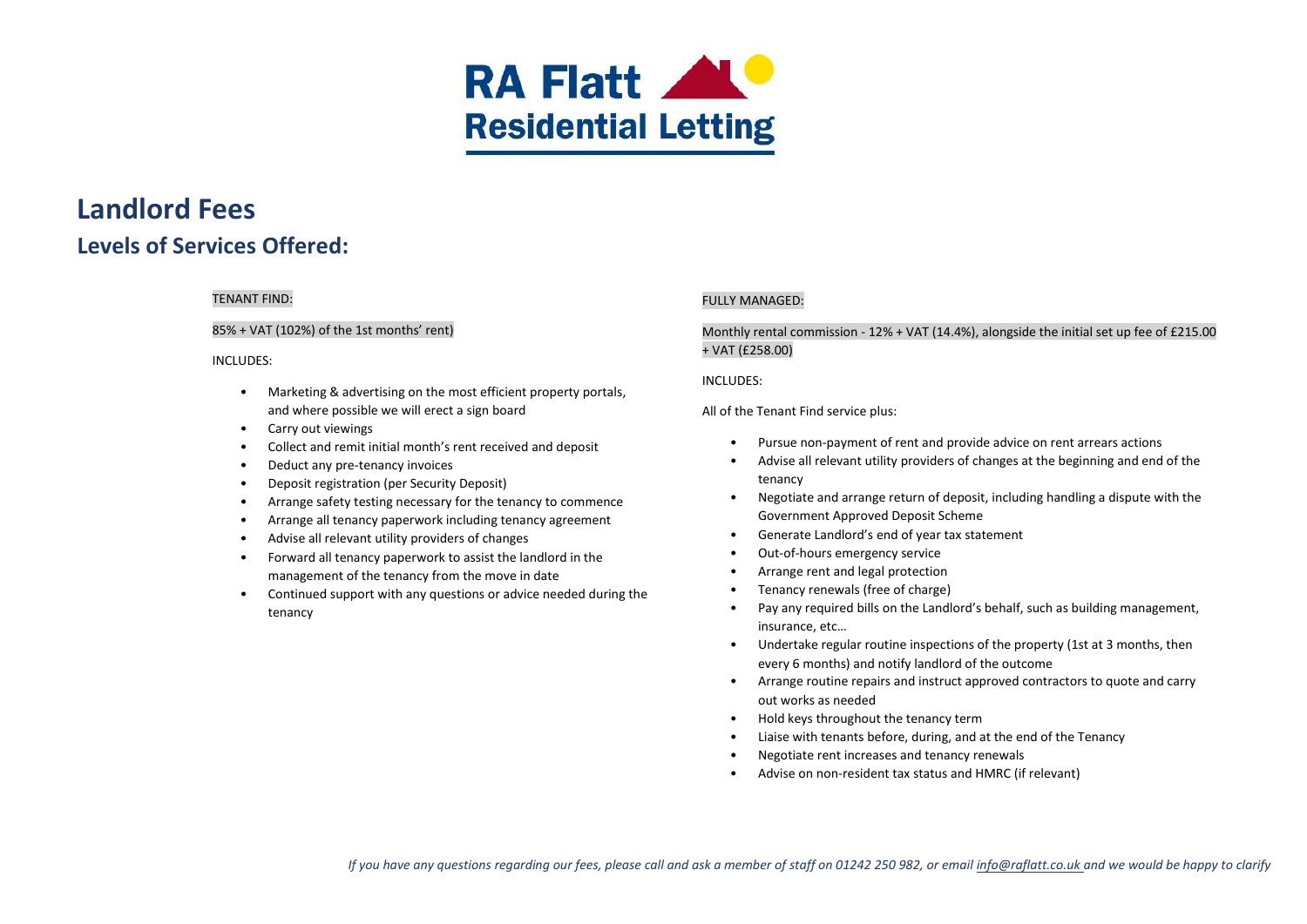# RA Flatt Residential Letting

# Landlord Fees

## Levels of Services Offered:

TENANT FIND:

85% + VAT (102%) of the 1st months' rent)

INCLUDES:

- Marketing & advertising on the most efficient property portals, and where possible we will erect a sign board
- Carry out viewings
- Collect and remit initial month's rent received and deposit
- Deduct any pre-tenancy invoices
- Deposit registration (per Security Deposit)
- Arrange safety testing necessary for the tenancy to commence
- Arrange all tenancy paperwork including tenancy agreement
- Advise all relevant utility providers of changes
- Forward all tenancy paperwork to assist the landlord in the management of the tenancy from the move in date
- Continued support with any questions or advice needed during the tenancy

FULLY MANAGED:

Monthly rental commission - 12% + VAT (14.4%), alongside the initial set up fee of £215.00 + VAT (£258.00)

INCLUDES:

All of the Tenant Find service plus:

- Pursue non-payment of rent and provide advice on rent arrears actions
- Advise all relevant utility providers of changes at the beginning and end of the tenancy
- Negotiate and arrange return of deposit, including handling a dispute with the Government Approved Deposit Scheme
- Generate Landlord's end of year tax statement
- Out-of-hours emergency service
- Arrange rent and legal protection
- Tenancy renewals (free of charge)
- Pay any required bills on the Landlord's behalf, such as building management, insurance, etc…
- Undertake regular routine inspections of the property (1st at 3 months, then every 6 months) and notify landlord of the outcome
- Arrange routine repairs and instruct approved contractors to quote and carry out works as needed
- Hold keys throughout the tenancy term
- Liaise with tenants before, during, and at the end of the Tenancy
- Negotiate rent increases and tenancy renewals
- Advise on non-resident tax status and HMRC (if relevant)

*If you have any questions regarding our fees, please call and ask a member of staff on 01242 250 982, or email info@raflatt.co.uk and we would be happy to clarify*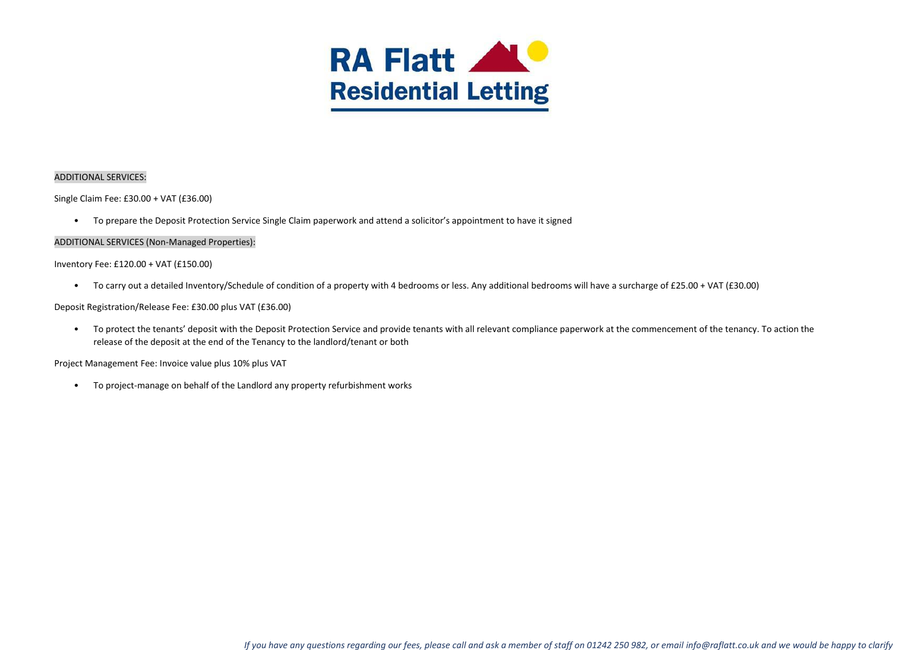ADDITIONAL SERVICES:

Single Claim Fee: £30.00 + VAT (£36.00)

- To prepare the Deposit Protection Service Single Claim paperwork and attend a solicitor's appointment to have it signed

ADDITIONAL SERVICES (Non-Managed Properties):

Inventory Fee: £120.00 + VAT (£150.00)

- To carry out a detailed Inventory/Schedule of condition of a property with 4 bedrooms or less. Any additional bedrooms will have a surcharge of £25.00 + VAT (£30.00)

Deposit Registration/Release Fee: £30.00 plus VAT (£36.00)

- To protect the tenants' deposit with the Deposit Protection Service and provide tenants with all relevant compliance paperwork at the commencement of the tenancy. To action the release of the deposit at the end of the Tenancy to the landlord/tenant or both

Project Management Fee: Invoice value plus 10% plus VAT

- To project-manage on behalf of the Landlord any property refurbishment works

*If you have any questions regarding our fees, please call and ask a member of staff on 01242 250 982, or email info@raflatt.co.uk and we would be happy to clarify*